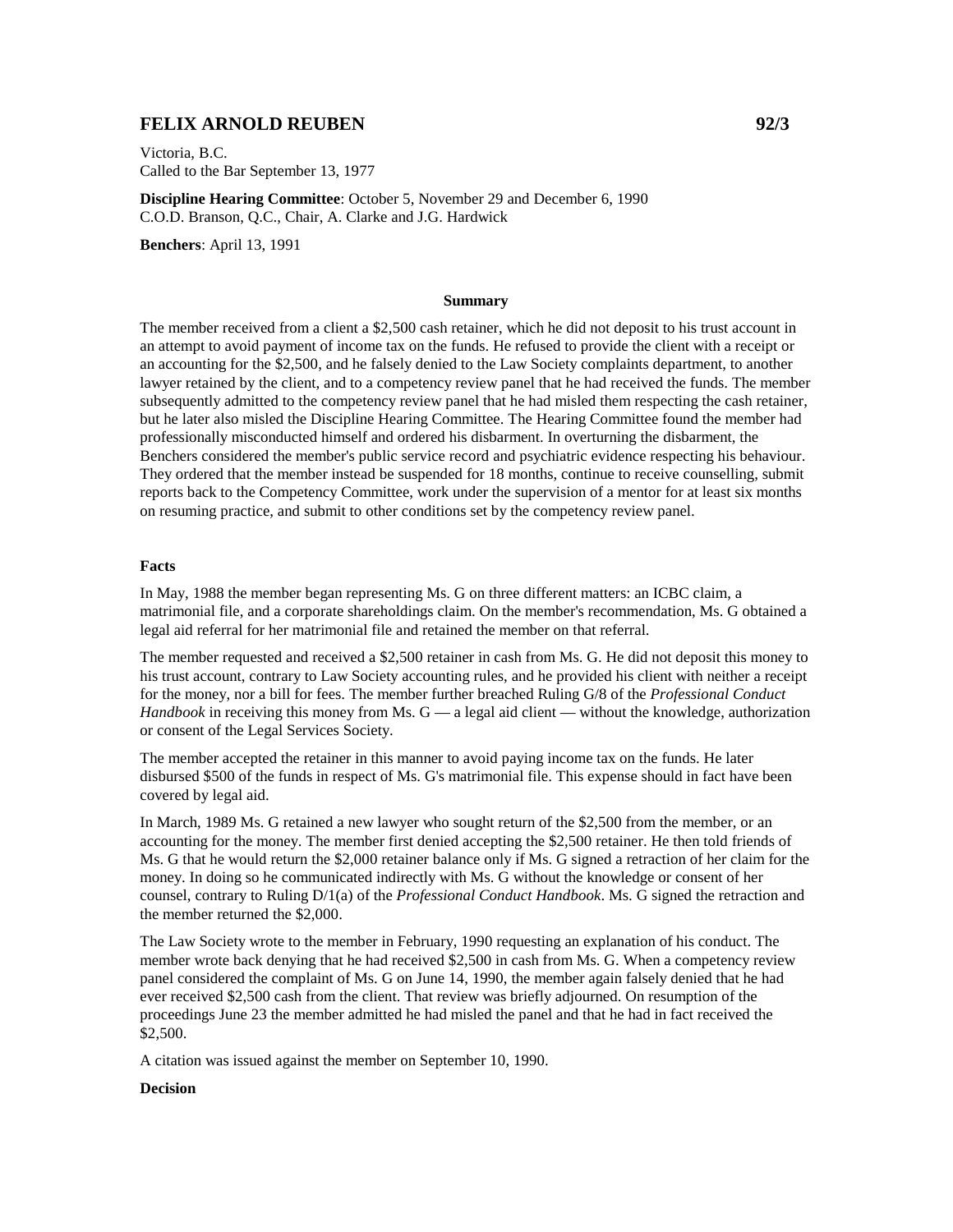# FELIX ARNOLD REUBEN 92/3

Victoria, B.C.
Called to the Bar September 13, 1977

**Discipline Hearing Committee**: October 5, November 29 and December 6, 1990
C.O.D. Branson, Q.C., Chair, A. Clarke and J.G. Hardwick

**Benchers**: April 13, 1991

### Summary

The member received from a client a $2,500 cash retainer, which he did not deposit to his trust account in an attempt to avoid payment of income tax on the funds. He refused to provide the client with a receipt or an accounting for the $2,500, and he falsely denied to the Law Society complaints department, to another lawyer retained by the client, and to a competency review panel that he had received the funds. The member subsequently admitted to the competency review panel that he had misled them respecting the cash retainer, but he later also misled the Discipline Hearing Committee. The Hearing Committee found the member had professionally misconducted himself and ordered his disbarment. In overturning the disbarment, the Benchers considered the member's public service record and psychiatric evidence respecting his behaviour. They ordered that the member instead be suspended for 18 months, continue to receive counselling, submit reports back to the Competency Committee, work under the supervision of a mentor for at least six months on resuming practice, and submit to other conditions set by the competency review panel.

### Facts

In May, 1988 the member began representing Ms. G on three different matters: an ICBC claim, a matrimonial file, and a corporate shareholdings claim. On the member's recommendation, Ms. G obtained a legal aid referral for her matrimonial file and retained the member on that referral.

The member requested and received a $2,500 retainer in cash from Ms. G. He did not deposit this money to his trust account, contrary to Law Society accounting rules, and he provided his client with neither a receipt for the money, nor a bill for fees. The member further breached Ruling G/8 of the *Professional Conduct Handbook* in receiving this money from Ms. G — a legal aid client — without the knowledge, authorization or consent of the Legal Services Society.

The member accepted the retainer in this manner to avoid paying income tax on the funds. He later disbursed $500 of the funds in respect of Ms. G's matrimonial file. This expense should in fact have been covered by legal aid.

In March, 1989 Ms. G retained a new lawyer who sought return of the $2,500 from the member, or an accounting for the money. The member first denied accepting the $2,500 retainer. He then told friends of Ms. G that he would return the $2,000 retainer balance only if Ms. G signed a retraction of her claim for the money. In doing so he communicated indirectly with Ms. G without the knowledge or consent of her counsel, contrary to Ruling D/1(a) of the *Professional Conduct Handbook*. Ms. G signed the retraction and the member returned the $2,000.

The Law Society wrote to the member in February, 1990 requesting an explanation of his conduct. The member wrote back denying that he had received $2,500 in cash from Ms. G. When a competency review panel considered the complaint of Ms. G on June 14, 1990, the member again falsely denied that he had ever received $2,500 cash from the client. That review was briefly adjourned. On resumption of the proceedings June 23 the member admitted he had misled the panel and that he had in fact received the $2,500.

A citation was issued against the member on September 10, 1990.

### Decision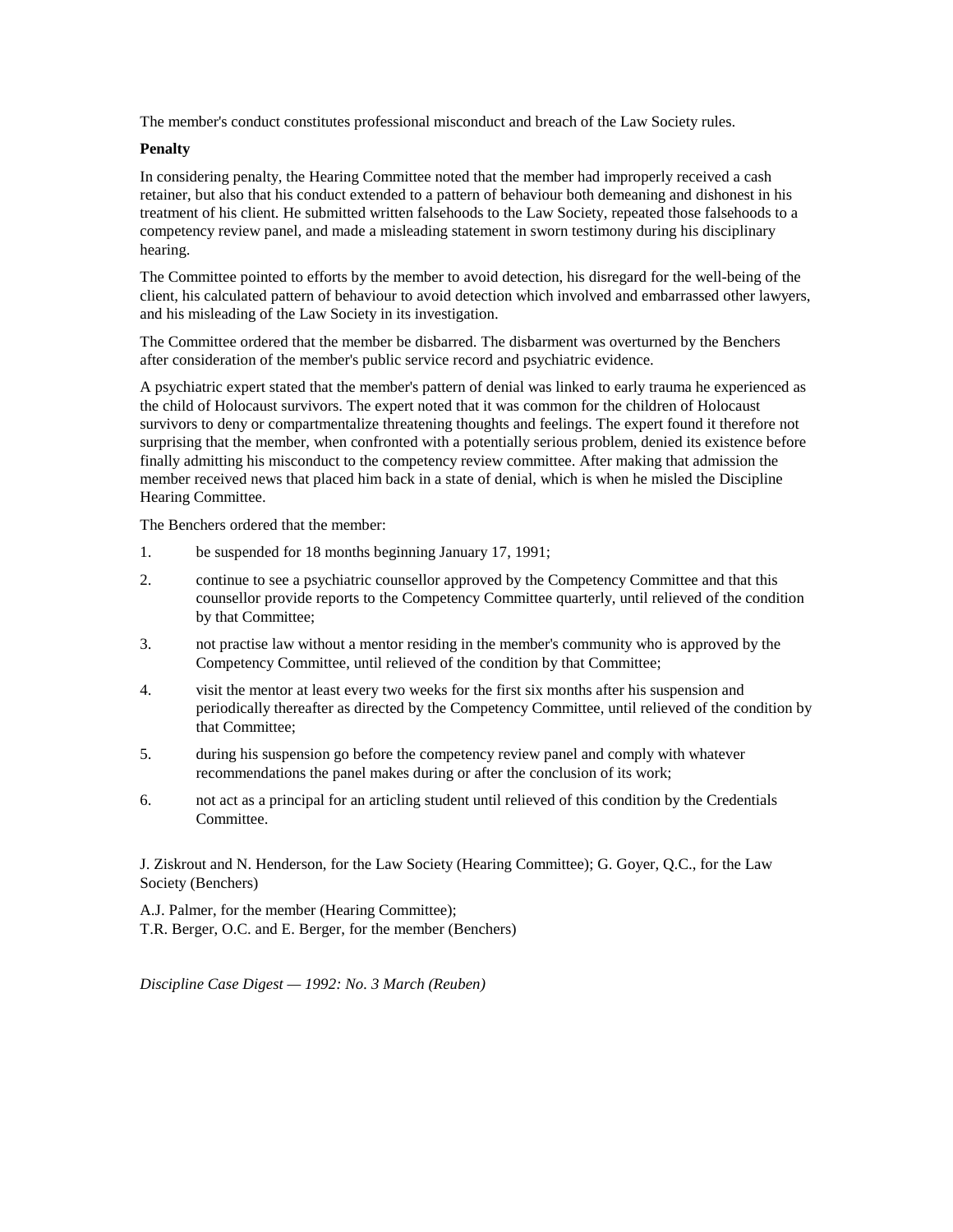The member's conduct constitutes professional misconduct and breach of the Law Society rules.

**Penalty**

In considering penalty, the Hearing Committee noted that the member had improperly received a cash retainer, but also that his conduct extended to a pattern of behaviour both demeaning and dishonest in his treatment of his client. He submitted written falsehoods to the Law Society, repeated those falsehoods to a competency review panel, and made a misleading statement in sworn testimony during his disciplinary hearing.

The Committee pointed to efforts by the member to avoid detection, his disregard for the well-being of the client, his calculated pattern of behaviour to avoid detection which involved and embarrassed other lawyers, and his misleading of the Law Society in its investigation.

The Committee ordered that the member be disbarred. The disbarment was overturned by the Benchers after consideration of the member's public service record and psychiatric evidence.

A psychiatric expert stated that the member's pattern of denial was linked to early trauma he experienced as the child of Holocaust survivors. The expert noted that it was common for the children of Holocaust survivors to deny or compartmentalize threatening thoughts and feelings. The expert found it therefore not surprising that the member, when confronted with a potentially serious problem, denied its existence before finally admitting his misconduct to the competency review committee. After making that admission the member received news that placed him back in a state of denial, which is when he misled the Discipline Hearing Committee.

The Benchers ordered that the member:

1. be suspended for 18 months beginning January 17, 1991;
2. continue to see a psychiatric counsellor approved by the Competency Committee and that this counsellor provide reports to the Competency Committee quarterly, until relieved of the condition by that Committee;
3. not practise law without a mentor residing in the member's community who is approved by the Competency Committee, until relieved of the condition by that Committee;
4. visit the mentor at least every two weeks for the first six months after his suspension and periodically thereafter as directed by the Competency Committee, until relieved of the condition by that Committee;
5. during his suspension go before the competency review panel and comply with whatever recommendations the panel makes during or after the conclusion of its work;
6. not act as a principal for an articling student until relieved of this condition by the Credentials Committee.

J. Ziskrout and N. Henderson, for the Law Society (Hearing Committee); G. Goyer, Q.C., for the Law Society (Benchers)

A.J. Palmer, for the member (Hearing Committee);
T.R. Berger, O.C. and E. Berger, for the member (Benchers)

*Discipline Case Digest — 1992: No. 3 March (Reuben)*